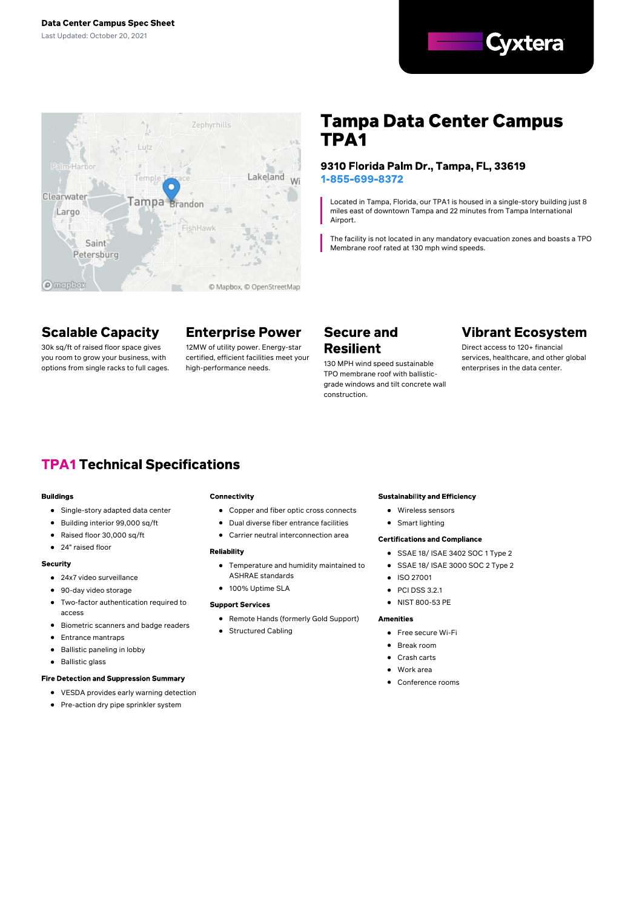**Data Center Campus Spec Sheet**

Last Updated: October 20, 2021

Cyxtera

# Tampa Data Center Campus TPA1

**9310 Florida Palm Dr., Tampa, FL, 33619**

**1-855-699-8372**

Located in Tampa, Florida, our TPA1 is housed in a single-story building just 8 miles east of downtown Tampa and 22 minutes from Tampa International Airport.

The facility is not located in any mandatory evacuation zones and boasts a TPO Membrane roof rated at 130 mph wind speeds.

## Scalable Capacity

30k sq/ft of raised floor space gives you room to grow your business, with options from single racks to full cages.

## Enterprise Power

12MW of utility power. Energy-star certified, efficient facilities meet your high-performance needs.

## Secure and Resilient

130 MPH wind speed sustainable TPO membrane roof with ballistic-grade windows and tilt concrete wall construction.

## Vibrant Ecosystem

Direct access to 120+ financial services, healthcare, and other global enterprises in the data center.

## TPA1 Technical Specifications

**Buildings**

- Single-story adapted data center
- Building interior 99,000 sq/ft
- Raised floor 30,000 sq/ft
- 24" raised floor

**Security**

- 24x7 video surveillance
- 90-day video storage
- Two-factor authentication required to access
- Biometric scanners and badge readers
- Entrance mantraps
- Ballistic paneling in lobby
- Ballistic glass

**Fire Detection and Suppression Summary**

- VESDA provides early warning detection
- Pre-action dry pipe sprinkler system

**Connectivity**

- Copper and fiber optic cross connects
- Dual diverse fiber entrance facilities
- Carrier neutral interconnection area

**Reliability**

- Temperature and humidity maintained to ASHRAE standards
- 100% Uptime SLA

**Support Services**

- Remote Hands (formerly Gold Support)
- Structured Cabling

**Sustainability and Efficiency**

- Wireless sensors
- Smart lighting

**Certifications and Compliance**

- SSAE 18/ ISAE 3402 SOC 1 Type 2
- SSAE 18/ ISAE 3000 SOC 2 Type 2
- ISO 27001
- PCI DSS 3.2.1
- NIST 800-53 PE

**Amenities**

- Free secure Wi-Fi
- Break room
- Crash carts
- Work area
- Conference rooms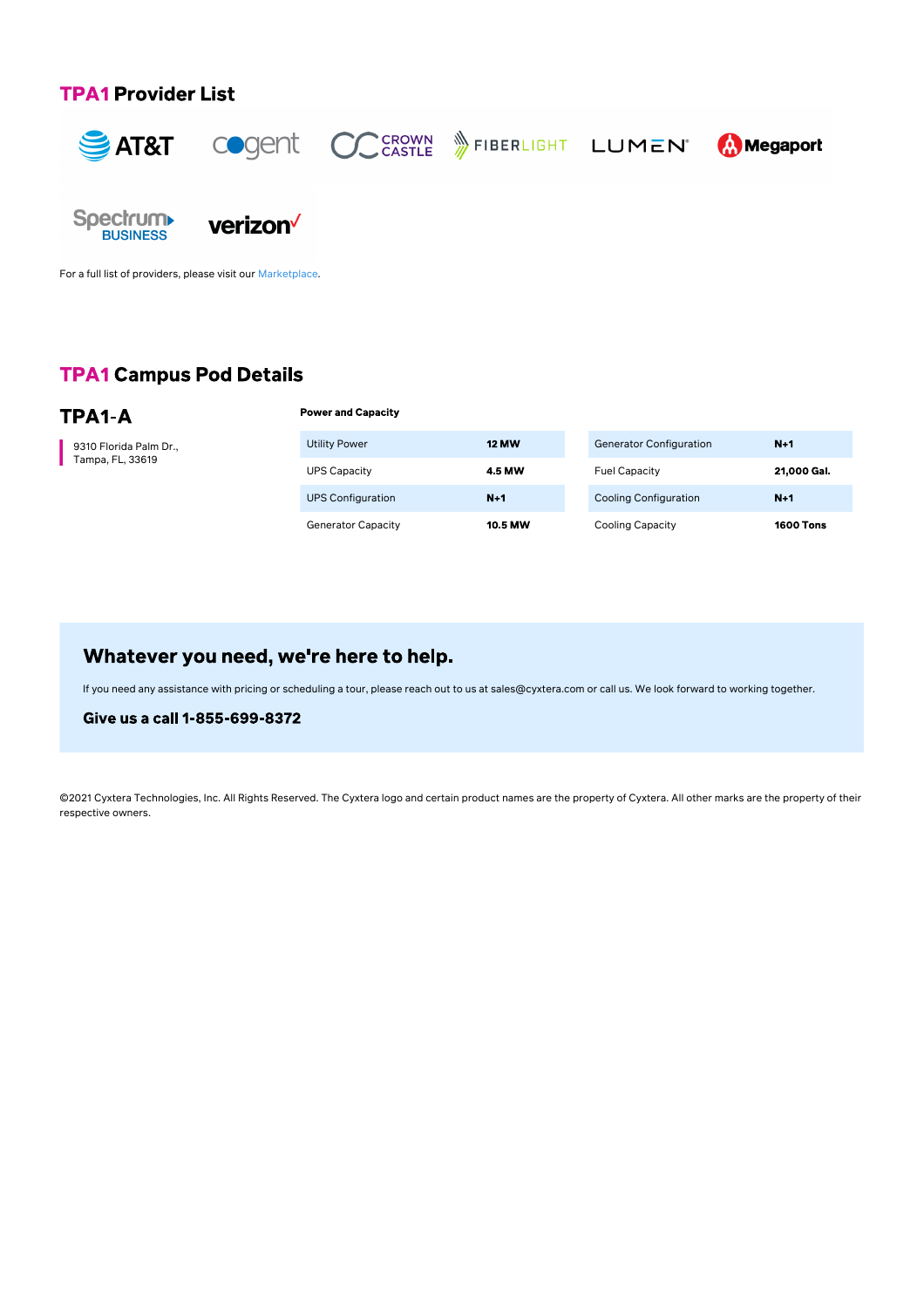## TPA1 Provider List

AT&T
cogent
CROWN CASTLE
FIBERLIGHT
LUMEN
Megaport
Spectrum BUSINESS
verizon

For a full list of providers, please visit our Marketplace.

## TPA1 Campus Pod Details

### TPA1-A

9310 Florida Palm Dr.,
Tampa, FL, 33619

**Power and Capacity**

| | | | |
|---|---|---|---|
| Utility Power | **12 MW** | Generator Configuration | **N+1** |
| UPS Capacity | **4.5 MW** | Fuel Capacity | **21,000 Gal.** |
| UPS Configuration | **N+1** | Cooling Configuration | **N+1** |
| Generator Capacity | **10.5 MW** | Cooling Capacity | **1600 Tons** |

## Whatever you need, we're here to help.

If you need any assistance with pricing or scheduling a tour, please reach out to us at sales@cyxtera.com or call us. We look forward to working together.

**Give us a call 1-855-699-8372**

©2021 Cyxtera Technologies, Inc. All Rights Reserved. The Cyxtera logo and certain product names are the property of Cyxtera. All other marks are the property of their respective owners.